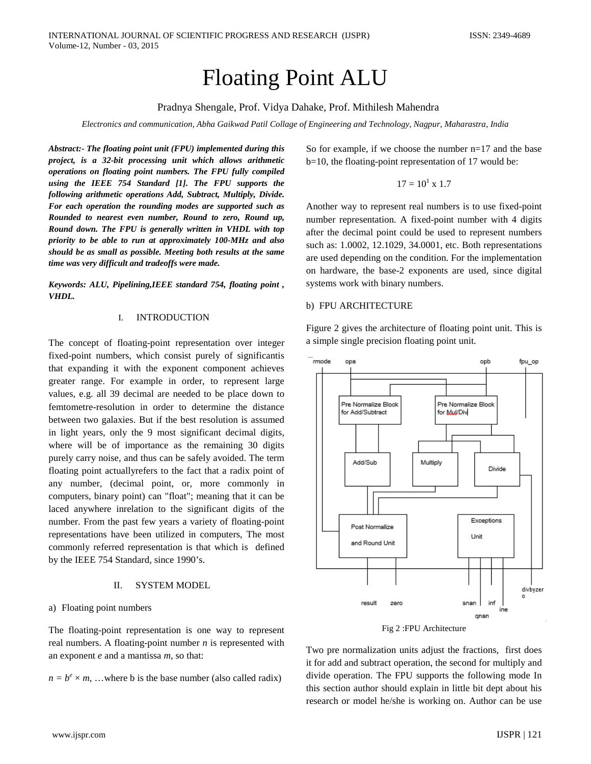# Floating Point ALU

Pradnya Shengale, Prof. Vidya Dahake, Prof. Mithilesh Mahendra

*Electronics and communication, Abha Gaikwad Patil Collage of Engineering and Technology, Nagpur, Maharastra, India*

***Abstract:- The floating point unit (FPU) implemented during this project, is a 32-bit processing unit which allows arithmetic operations on floating point numbers. The FPU fully compiled using the IEEE 754 Standard [1]. The FPU supports the following arithmetic operations Add, Subtract, Multiply, Divide. For each operation the rounding modes are supported such as Rounded to nearest even number, Round to zero, Round up, Round down. The FPU is generally written in VHDL with top priority to be able to run at approximately 100-MHz and also should be as small as possible. Meeting both results at the same time was very difficult and tradeoffs were made.***

***Keywords: ALU, Pipelining,IEEE standard 754, floating point , VHDL.***

## I. INTRODUCTION

The concept of floating-point representation over integer fixed-point numbers, which consist purely of significantis that expanding it with the exponent component achieves greater range. For example in order, to represent large values, e.g. all 39 decimal are needed to be place down to femtometre-resolution in order to determine the distance between two galaxies. But if the best resolution is assumed in light years, only the 9 most significant decimal digits, where will be of importance as the remaining 30 digits purely carry noise, and thus can be safely avoided. The term floating point actuallyrefers to the fact that a radix point of any number, (decimal point, or, more commonly in computers, binary point) can "float"; meaning that it can be laced anywhere inrelation to the significant digits of the number. From the past few years a variety of floating-point representations have been utilized in computers, The most commonly referred representation is that which is defined by the IEEE 754 Standard, since 1990's.

## II. SYSTEM MODEL

### a) Floating point numbers

The floating-point representation is one way to represent real numbers. A floating-point number *n* is represented with an exponent *e* and a mantissa *m*, so that:

$n = b^e \times m$, …where b is the base number (also called radix)

So for example, if we choose the number n=17 and the base b=10, the floating-point representation of 17 would be:

$$17 = 10^1 \times 1.7$$

Another way to represent real numbers is to use fixed-point number representation. A fixed-point number with 4 digits after the decimal point could be used to represent numbers such as: 1.0002, 12.1029, 34.0001, etc. Both representations are used depending on the condition. For the implementation on hardware, the base-2 exponents are used, since digital systems work with binary numbers.

### b) FPU ARCHITECTURE

Figure 2 gives the architecture of floating point unit. This is a simple single precision floating point unit.

Fig 2 :FPU Architecture

Two pre normalization units adjust the fractions, first does it for add and subtract operation, the second for multiply and divide operation. The FPU supports the following mode In this section author should explain in little bit dept about his research or model he/she is working on. Author can be use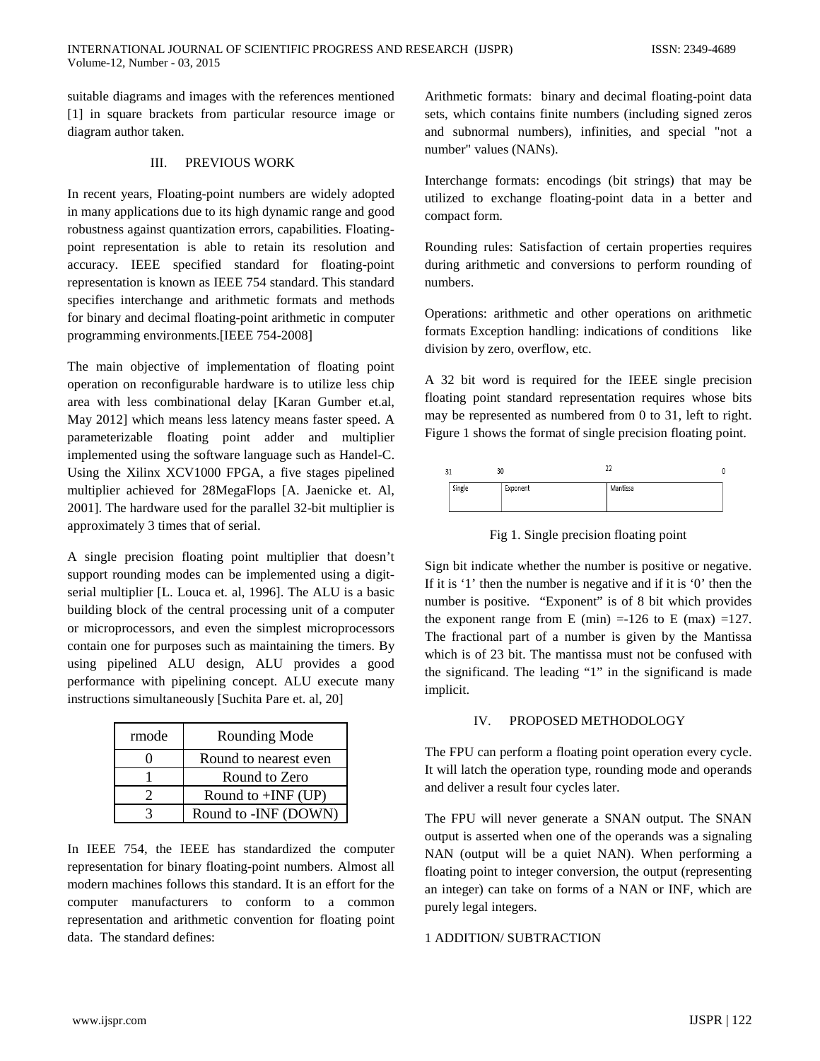suitable diagrams and images with the references mentioned [1] in square brackets from particular resource image or diagram author taken.

## III. PREVIOUS WORK

In recent years, Floating-point numbers are widely adopted in many applications due to its high dynamic range and good robustness against quantization errors, capabilities. Floating-point representation is able to retain its resolution and accuracy. IEEE specified standard for floating-point representation is known as IEEE 754 standard. This standard specifies interchange and arithmetic formats and methods for binary and decimal floating-point arithmetic in computer programming environments.[IEEE 754-2008]

The main objective of implementation of floating point operation on reconfigurable hardware is to utilize less chip area with less combinational delay [Karan Gumber et.al, May 2012] which means less latency means faster speed. A parameterizable floating point adder and multiplier implemented using the software language such as Handel-C. Using the Xilinx XCV1000 FPGA, a five stages pipelined multiplier achieved for 28MegaFlops [A. Jaenicke et. Al, 2001]. The hardware used for the parallel 32-bit multiplier is approximately 3 times that of serial.

A single precision floating point multiplier that doesn't support rounding modes can be implemented using a digit-serial multiplier [L. Louca et. al, 1996]. The ALU is a basic building block of the central processing unit of a computer or microprocessors, and even the simplest microprocessors contain one for purposes such as maintaining the timers. By using pipelined ALU design, ALU provides a good performance with pipelining concept. ALU execute many instructions simultaneously [Suchita Pare et. al, 20]

| rmode | Rounding Mode |
|---|---|
| 0 | Round to nearest even |
| 1 | Round to Zero |
| 2 | Round to +INF (UP) |
| 3 | Round to -INF (DOWN) |

In IEEE 754, the IEEE has standardized the computer representation for binary floating-point numbers. Almost all modern machines follows this standard. It is an effort for the computer manufacturers to conform to a common representation and arithmetic convention for floating point data. The standard defines:

Arithmetic formats: binary and decimal floating-point data sets, which contains finite numbers (including signed zeros and subnormal numbers), infinities, and special "not a number" values (NANs).

Interchange formats: encodings (bit strings) that may be utilized to exchange floating-point data in a better and compact form.

Rounding rules: Satisfaction of certain properties requires during arithmetic and conversions to perform rounding of numbers.

Operations: arithmetic and other operations on arithmetic formats Exception handling: indications of conditions like division by zero, overflow, etc.

A 32 bit word is required for the IEEE single precision floating point standard representation requires whose bits may be represented as numbered from 0 to 31, left to right. Figure 1 shows the format of single precision floating point.

| 31 | 30 | 22 | 0 |
|---|---|---|---|
| Single | Exponent | Mantissa | |

Fig 1. Single precision floating point

Sign bit indicate whether the number is positive or negative. If it is '1' then the number is negative and if it is '0' then the number is positive. "Exponent" is of 8 bit which provides the exponent range from E (min) =-126 to E (max) =127. The fractional part of a number is given by the Mantissa which is of 23 bit. The mantissa must not be confused with the significand. The leading "1" in the significand is made implicit.

## IV. PROPOSED METHODOLOGY

The FPU can perform a floating point operation every cycle. It will latch the operation type, rounding mode and operands and deliver a result four cycles later.

The FPU will never generate a SNAN output. The SNAN output is asserted when one of the operands was a signaling NAN (output will be a quiet NAN). When performing a floating point to integer conversion, the output (representing an integer) can take on forms of a NAN or INF, which are purely legal integers.

### 1 ADDITION/ SUBTRACTION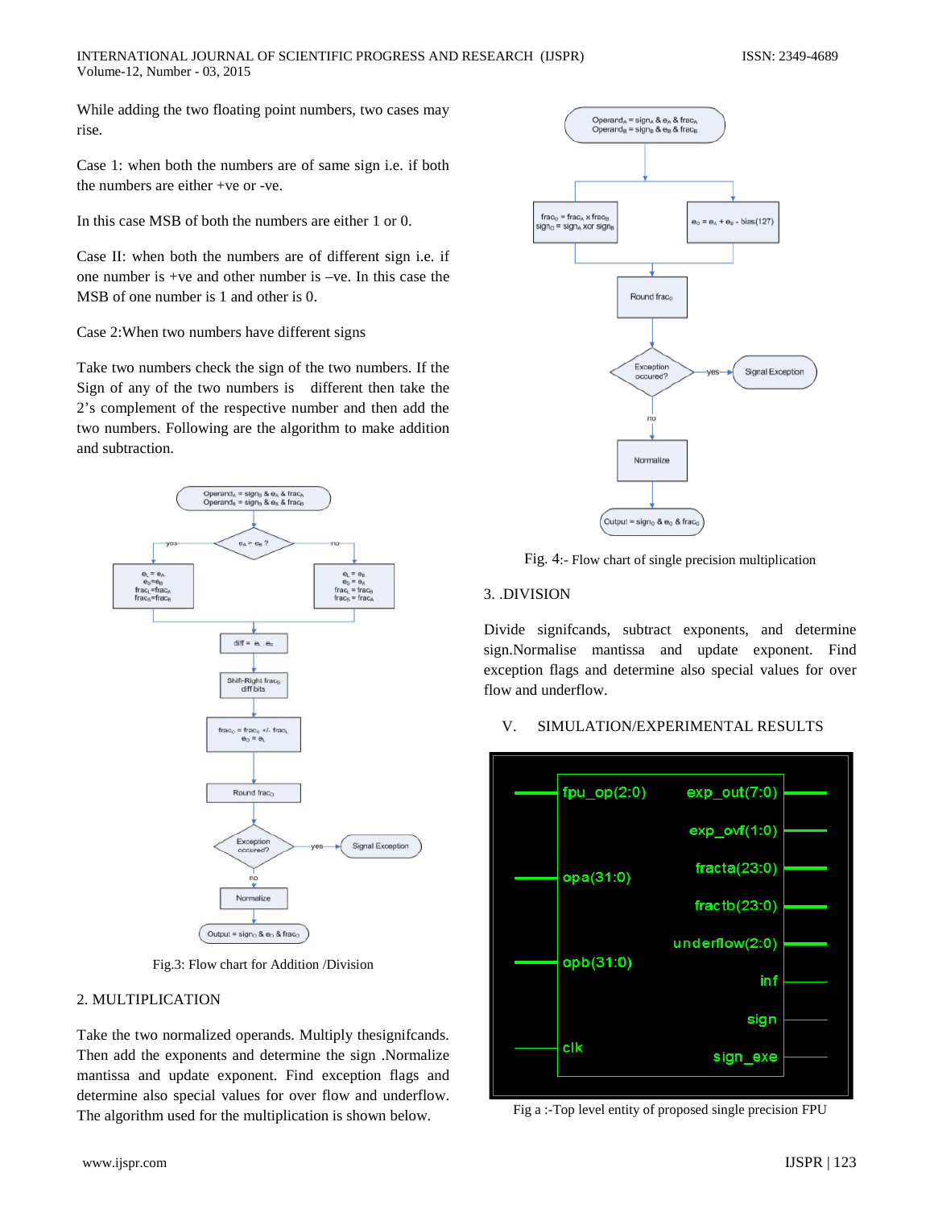While adding the two floating point numbers, two cases may rise.

Case 1: when both the numbers are of same sign i.e. if both the numbers are either +ve or -ve.

In this case MSB of both the numbers are either 1 or 0.

Case II: when both the numbers are of different sign i.e. if one number is +ve and other number is –ve. In this case the MSB of one number is 1 and other is 0.

Case 2:When two numbers have different signs

Take two numbers check the sign of the two numbers. If the Sign of any of the two numbers is different then take the 2's complement of the respective number and then add the two numbers. Following are the algorithm to make addition and subtraction.

Fig.3: Flow chart for Addition /Division

2. MULTIPLICATION

Take the two normalized operands. Multiply thesignifcands. Then add the exponents and determine the sign .Normalize mantissa and update exponent. Find exception flags and determine also special values for over flow and underflow. The algorithm used for the multiplication is shown below.

Fig. 4:- Flow chart of single precision multiplication

3. .DIVISION

Divide signifcands, subtract exponents, and determine sign.Normalise mantissa and update exponent. Find exception flags and determine also special values for over flow and underflow.

## V. SIMULATION/EXPERIMENTAL RESULTS

Fig a :-Top level entity of proposed single precision FPU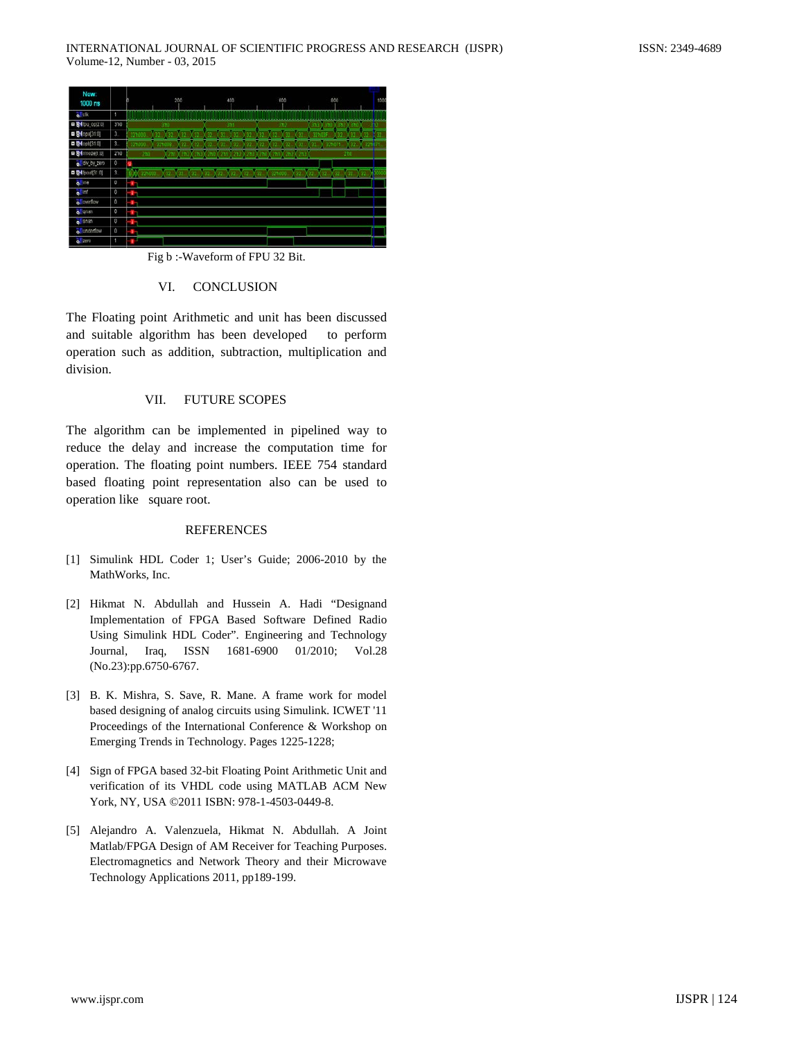Fig b :-Waveform of FPU 32 Bit.

## VI. CONCLUSION

The Floating point Arithmetic and unit has been discussed and suitable algorithm has been developed to perform operation such as addition, subtraction, multiplication and division.

## VII. FUTURE SCOPES

The algorithm can be implemented in pipelined way to reduce the delay and increase the computation time for operation. The floating point numbers. IEEE 754 standard based floating point representation also can be used to operation like square root.

## REFERENCES

[1] Simulink HDL Coder 1; User's Guide; 2006-2010 by the MathWorks, Inc.

[2] Hikmat N. Abdullah and Hussein A. Hadi "Designand Implementation of FPGA Based Software Defined Radio Using Simulink HDL Coder". Engineering and Technology Journal, Iraq, ISSN 1681-6900 01/2010; Vol.28 (No.23):pp.6750-6767.

[3] B. K. Mishra, S. Save, R. Mane. A frame work for model based designing of analog circuits using Simulink. ICWET '11 Proceedings of the International Conference & Workshop on Emerging Trends in Technology. Pages 1225-1228;

[4] Sign of FPGA based 32-bit Floating Point Arithmetic Unit and verification of its VHDL code using MATLAB ACM New York, NY, USA ©2011 ISBN: 978-1-4503-0449-8.

[5] Alejandro A. Valenzuela, Hikmat N. Abdullah. A Joint Matlab/FPGA Design of AM Receiver for Teaching Purposes. Electromagnetics and Network Theory and their Microwave Technology Applications 2011, pp189-199.